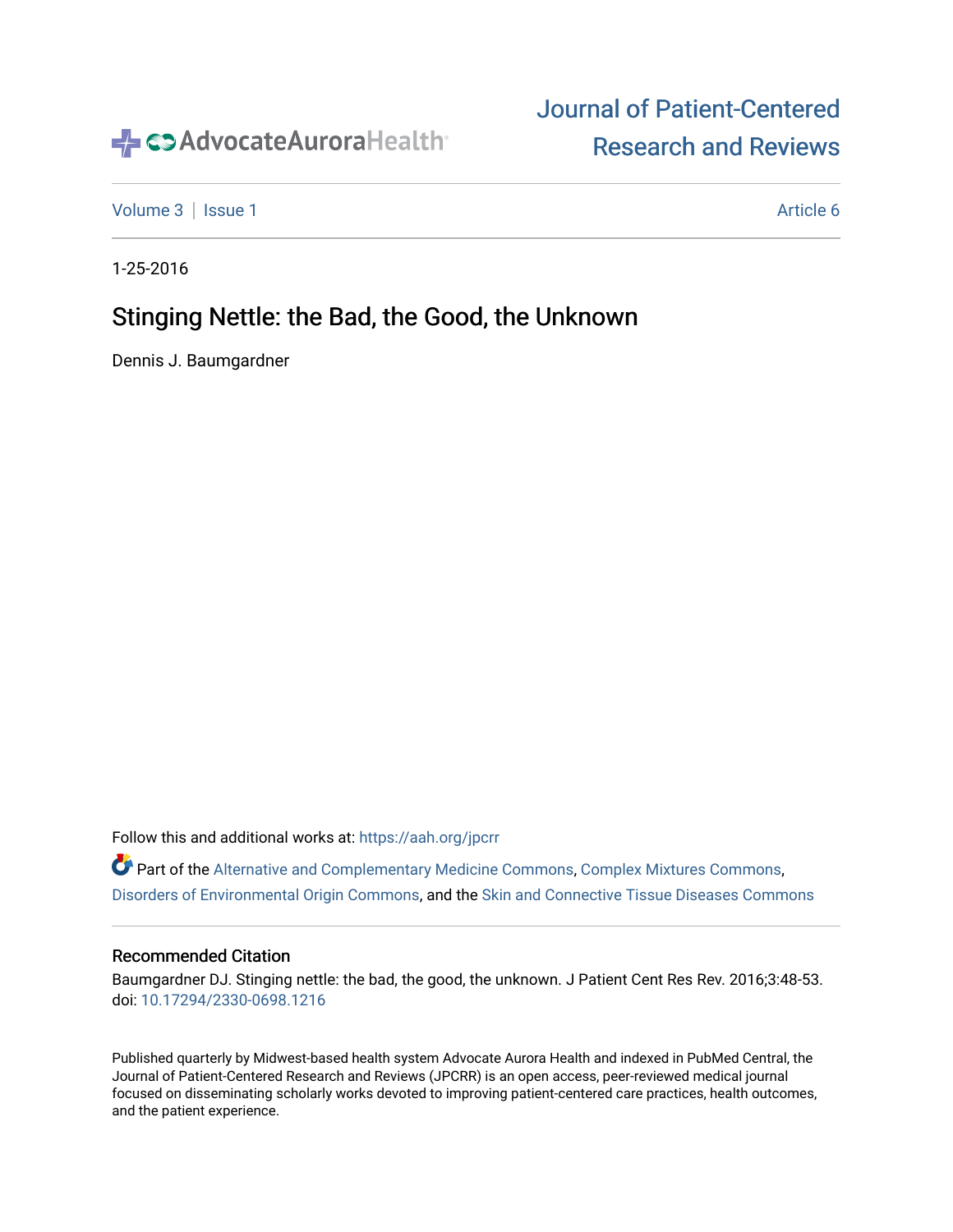AdvocateAuroraHealth

# Journal of Patient-Centered Research and Reviews

Volume 3 | Issue 1 | Article 6

1-25-2016

# Stinging Nettle: the Bad, the Good, the Unknown

Dennis J. Baumgardner

Follow this and additional works at: https://aah.org/jpcrr

Part of the Alternative and Complementary Medicine Commons, Complex Mixtures Commons, Disorders of Environmental Origin Commons, and the Skin and Connective Tissue Diseases Commons

## Recommended Citation

Baumgardner DJ. Stinging nettle: the bad, the good, the unknown. J Patient Cent Res Rev. 2016;3:48-53. doi: 10.17294/2330-0698.1216

Published quarterly by Midwest-based health system Advocate Aurora Health and indexed in PubMed Central, the Journal of Patient-Centered Research and Reviews (JPCRR) is an open access, peer-reviewed medical journal focused on disseminating scholarly works devoted to improving patient-centered care practices, health outcomes, and the patient experience.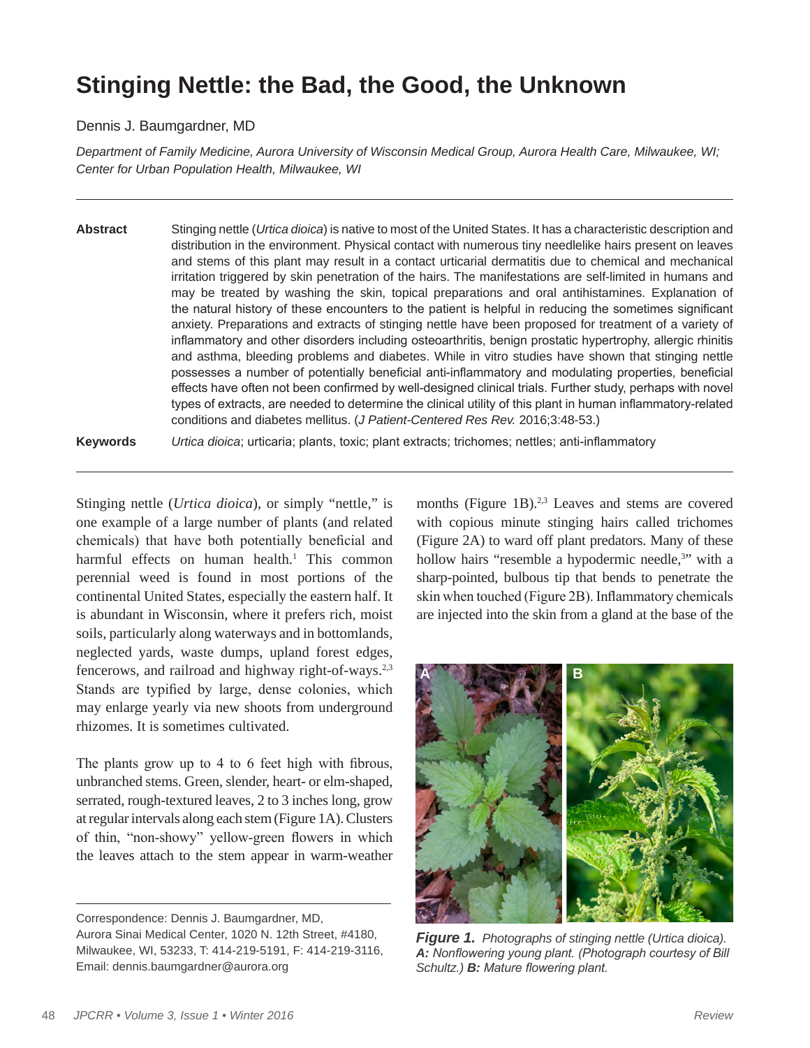# Stinging Nettle: the Bad, the Good, the Unknown

Dennis J. Baumgardner, MD

*Department of Family Medicine, Aurora University of Wisconsin Medical Group, Aurora Health Care, Milwaukee, WI; Center for Urban Population Health, Milwaukee, WI*

---

**Abstract** Stinging nettle (*Urtica dioica*) is native to most of the United States. It has a characteristic description and distribution in the environment. Physical contact with numerous tiny needlelike hairs present on leaves and stems of this plant may result in a contact urticarial dermatitis due to chemical and mechanical irritation triggered by skin penetration of the hairs. The manifestations are self-limited in humans and may be treated by washing the skin, topical preparations and oral antihistamines. Explanation of the natural history of these encounters to the patient is helpful in reducing the sometimes significant anxiety. Preparations and extracts of stinging nettle have been proposed for treatment of a variety of inflammatory and other disorders including osteoarthritis, benign prostatic hypertrophy, allergic rhinitis and asthma, bleeding problems and diabetes. While in vitro studies have shown that stinging nettle possesses a number of potentially beneficial anti-inflammatory and modulating properties, beneficial effects have often not been confirmed by well-designed clinical trials. Further study, perhaps with novel types of extracts, are needed to determine the clinical utility of this plant in human inflammatory-related conditions and diabetes mellitus. (*J Patient-Centered Res Rev.* 2016;3:48-53.)

**Keywords** *Urtica dioica*; urticaria; plants, toxic; plant extracts; trichomes; nettles; anti-inflammatory

---

Stinging nettle (*Urtica dioica*), or simply "nettle," is one example of a large number of plants (and related chemicals) that have both potentially beneficial and harmful effects on human health.[1] This common perennial weed is found in most portions of the continental United States, especially the eastern half. It is abundant in Wisconsin, where it prefers rich, moist soils, particularly along waterways and in bottomlands, neglected yards, waste dumps, upland forest edges, fencerows, and railroad and highway right-of-ways.[2,3] Stands are typified by large, dense colonies, which may enlarge yearly via new shoots from underground rhizomes. It is sometimes cultivated.

The plants grow up to 4 to 6 feet high with fibrous, unbranched stems. Green, slender, heart- or elm-shaped, serrated, rough-textured leaves, 2 to 3 inches long, grow at regular intervals along each stem (Figure 1A). Clusters of thin, "non-showy" yellow-green flowers in which the leaves attach to the stem appear in warm-weather months (Figure 1B).[2,3] Leaves and stems are covered with copious minute stinging hairs called trichomes (Figure 2A) to ward off plant predators. Many of these hollow hairs "resemble a hypodermic needle,[3]" with a sharp-pointed, bulbous tip that bends to penetrate the skin when touched (Figure 2B). Inflammatory chemicals are injected into the skin from a gland at the base of the

***Figure 1.*** *Photographs of stinging nettle (Urtica dioica).* ***A:*** *Nonflowering young plant. (Photograph courtesy of Bill Schultz.)* ***B:*** *Mature flowering plant.*

Correspondence: Dennis J. Baumgardner, MD, Aurora Sinai Medical Center, 1020 N. 12th Street, #4180, Milwaukee, WI, 53233, T: 414-219-5191, F: 414-219-3116, Email: dennis.baumgardner@aurora.org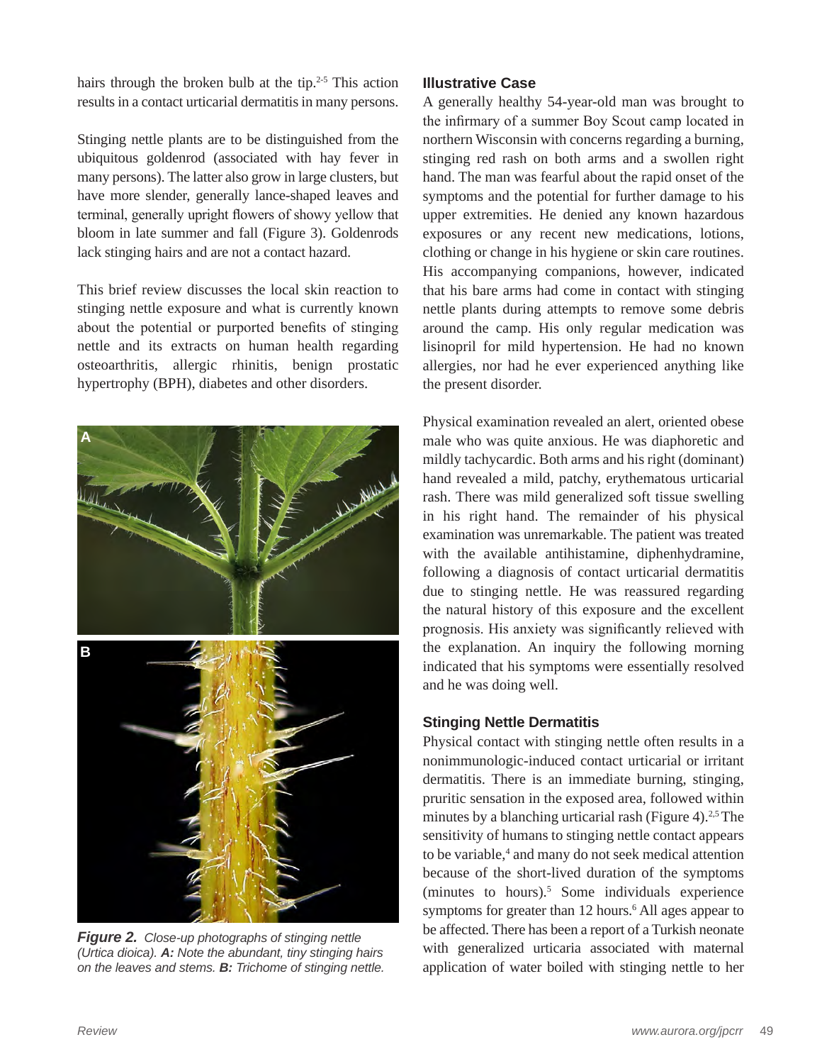hairs through the broken bulb at the tip.[2-5] This action results in a contact urticarial dermatitis in many persons.

Stinging nettle plants are to be distinguished from the ubiquitous goldenrod (associated with hay fever in many persons). The latter also grow in large clusters, but have more slender, generally lance-shaped leaves and terminal, generally upright flowers of showy yellow that bloom in late summer and fall (Figure 3). Goldenrods lack stinging hairs and are not a contact hazard.

This brief review discusses the local skin reaction to stinging nettle exposure and what is currently known about the potential or purported benefits of stinging nettle and its extracts on human health regarding osteoarthritis, allergic rhinitis, benign prostatic hypertrophy (BPH), diabetes and other disorders.

***Figure 2.*** *Close-up photographs of stinging nettle (Urtica dioica).* ***A:*** *Note the abundant, tiny stinging hairs on the leaves and stems.* ***B:*** *Trichome of stinging nettle.*

### Illustrative Case

A generally healthy 54-year-old man was brought to the infirmary of a summer Boy Scout camp located in northern Wisconsin with concerns regarding a burning, stinging red rash on both arms and a swollen right hand. The man was fearful about the rapid onset of the symptoms and the potential for further damage to his upper extremities. He denied any known hazardous exposures or any recent new medications, lotions, clothing or change in his hygiene or skin care routines. His accompanying companions, however, indicated that his bare arms had come in contact with stinging nettle plants during attempts to remove some debris around the camp. His only regular medication was lisinopril for mild hypertension. He had no known allergies, nor had he ever experienced anything like the present disorder.

Physical examination revealed an alert, oriented obese male who was quite anxious. He was diaphoretic and mildly tachycardic. Both arms and his right (dominant) hand revealed a mild, patchy, erythematous urticarial rash. There was mild generalized soft tissue swelling in his right hand. The remainder of his physical examination was unremarkable. The patient was treated with the available antihistamine, diphenhydramine, following a diagnosis of contact urticarial dermatitis due to stinging nettle. He was reassured regarding the natural history of this exposure and the excellent prognosis. His anxiety was significantly relieved with the explanation. An inquiry the following morning indicated that his symptoms were essentially resolved and he was doing well.

### Stinging Nettle Dermatitis

Physical contact with stinging nettle often results in a nonimmunologic-induced contact urticarial or irritant dermatitis. There is an immediate burning, stinging, pruritic sensation in the exposed area, followed within minutes by a blanching urticarial rash (Figure 4).[2,5] The sensitivity of humans to stinging nettle contact appears to be variable,[4] and many do not seek medical attention because of the short-lived duration of the symptoms (minutes to hours).[5] Some individuals experience symptoms for greater than 12 hours.[6] All ages appear to be affected. There has been a report of a Turkish neonate with generalized urticaria associated with maternal application of water boiled with stinging nettle to her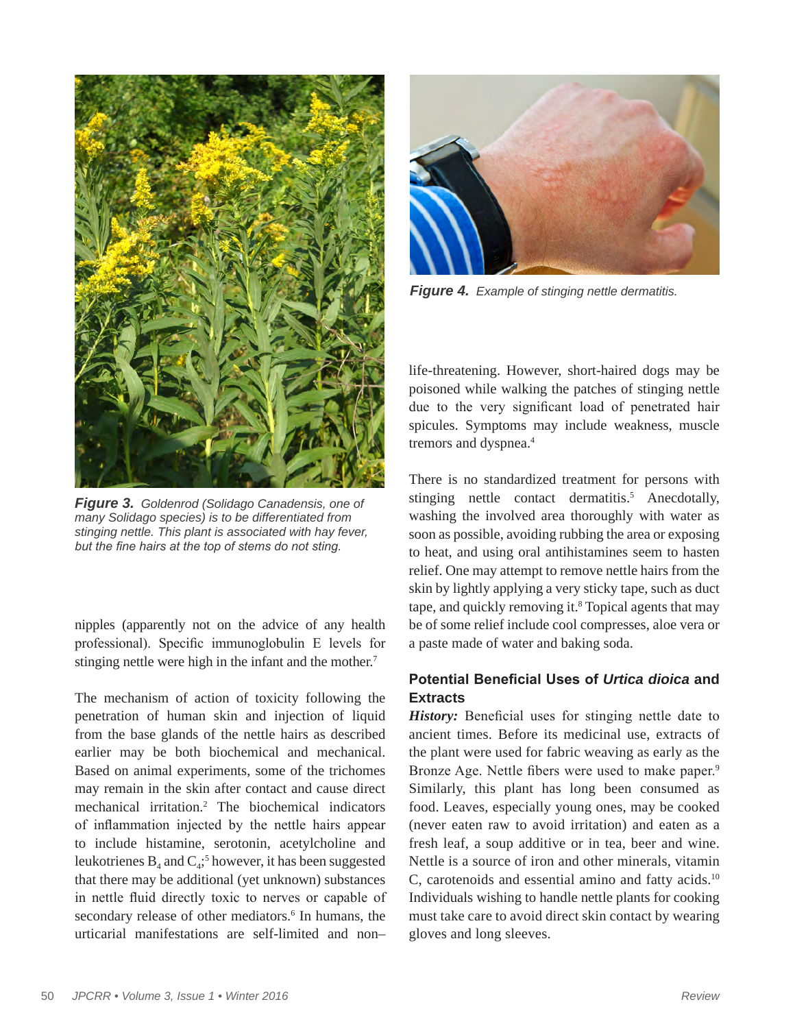*Figure 3. Goldenrod (Solidago Canadensis, one of many Solidago species) is to be differentiated from stinging nettle. This plant is associated with hay fever, but the fine hairs at the top of stems do not sting.*

nipples (apparently not on the advice of any health professional). Specific immunoglobulin E levels for stinging nettle were high in the infant and the mother.[7]

The mechanism of action of toxicity following the penetration of human skin and injection of liquid from the base glands of the nettle hairs as described earlier may be both biochemical and mechanical. Based on animal experiments, some of the trichomes may remain in the skin after contact and cause direct mechanical irritation.[2] The biochemical indicators of inflammation injected by the nettle hairs appear to include histamine, serotonin, acetylcholine and leukotrienes $B_4$ and $C_4$;[5] however, it has been suggested that there may be additional (yet unknown) substances in nettle fluid directly toxic to nerves or capable of secondary release of other mediators.[6] In humans, the urticarial manifestations are self-limited and non–life-threatening. However, short-haired dogs may be poisoned while walking the patches of stinging nettle due to the very significant load of penetrated hair spicules. Symptoms may include weakness, muscle tremors and dyspnea.[4]

*Figure 4. Example of stinging nettle dermatitis.*

There is no standardized treatment for persons with stinging nettle contact dermatitis.[5] Anecdotally, washing the involved area thoroughly with water as soon as possible, avoiding rubbing the area or exposing to heat, and using oral antihistamines seem to hasten relief. One may attempt to remove nettle hairs from the skin by lightly applying a very sticky tape, such as duct tape, and quickly removing it.[8] Topical agents that may be of some relief include cool compresses, aloe vera or a paste made of water and baking soda.

## Potential Beneficial Uses of *Urtica dioica* and Extracts

***History:*** Beneficial uses for stinging nettle date to ancient times. Before its medicinal use, extracts of the plant were used for fabric weaving as early as the Bronze Age. Nettle fibers were used to make paper.[9] Similarly, this plant has long been consumed as food. Leaves, especially young ones, may be cooked (never eaten raw to avoid irritation) and eaten as a fresh leaf, a soup additive or in tea, beer and wine. Nettle is a source of iron and other minerals, vitamin C, carotenoids and essential amino and fatty acids.[10] Individuals wishing to handle nettle plants for cooking must take care to avoid direct skin contact by wearing gloves and long sleeves.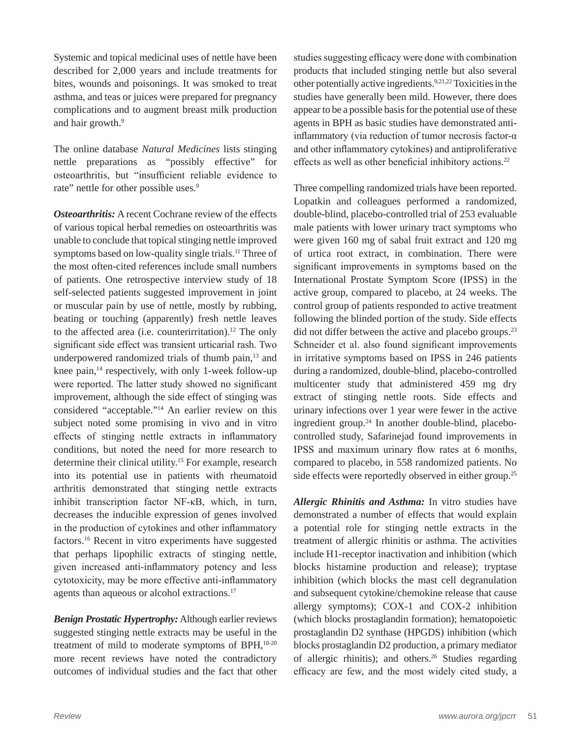Systemic and topical medicinal uses of nettle have been described for 2,000 years and include treatments for bites, wounds and poisonings. It was smoked to treat asthma, and teas or juices were prepared for pregnancy complications and to augment breast milk production and hair growth.[9]

The online database *Natural Medicines* lists stinging nettle preparations as "possibly effective" for osteoarthritis, but "insufficient reliable evidence to rate" nettle for other possible uses.[9]

***Osteoarthritis:*** A recent Cochrane review of the effects of various topical herbal remedies on osteoarthritis was unable to conclude that topical stinging nettle improved symptoms based on low-quality single trials.[11] Three of the most often-cited references include small numbers of patients. One retrospective interview study of 18 self-selected patients suggested improvement in joint or muscular pain by use of nettle, mostly by rubbing, beating or touching (apparently) fresh nettle leaves to the affected area (i.e. counterirritation).[12] The only significant side effect was transient urticarial rash. Two underpowered randomized trials of thumb pain,[13] and knee pain,[14] respectively, with only 1-week follow-up were reported. The latter study showed no significant improvement, although the side effect of stinging was considered "acceptable."[14] An earlier review on this subject noted some promising in vivo and in vitro effects of stinging nettle extracts in inflammatory conditions, but noted the need for more research to determine their clinical utility.[15] For example, research into its potential use in patients with rheumatoid arthritis demonstrated that stinging nettle extracts inhibit transcription factor NF-κB, which, in turn, decreases the inducible expression of genes involved in the production of cytokines and other inflammatory factors.[16] Recent in vitro experiments have suggested that perhaps lipophilic extracts of stinging nettle, given increased anti-inflammatory potency and less cytotoxicity, may be more effective anti-inflammatory agents than aqueous or alcohol extractions.[17]

***Benign Prostatic Hypertrophy:*** Although earlier reviews suggested stinging nettle extracts may be useful in the treatment of mild to moderate symptoms of BPH,[18-20] more recent reviews have noted the contradictory outcomes of individual studies and the fact that other studies suggesting efficacy were done with combination products that included stinging nettle but also several other potentially active ingredients.[9,21,22] Toxicities in the studies have generally been mild. However, there does appear to be a possible basis for the potential use of these agents in BPH as basic studies have demonstrated anti-inflammatory (via reduction of tumor necrosis factor-α and other inflammatory cytokines) and antiproliferative effects as well as other beneficial inhibitory actions.[22]

Three compelling randomized trials have been reported. Lopatkin and colleagues performed a randomized, double-blind, placebo-controlled trial of 253 evaluable male patients with lower urinary tract symptoms who were given 160 mg of sabal fruit extract and 120 mg of urtica root extract, in combination. There were significant improvements in symptoms based on the International Prostate Symptom Score (IPSS) in the active group, compared to placebo, at 24 weeks. The control group of patients responded to active treatment following the blinded portion of the study. Side effects did not differ between the active and placebo groups.[23] Schneider et al. also found significant improvements in irritative symptoms based on IPSS in 246 patients during a randomized, double-blind, placebo-controlled multicenter study that administered 459 mg dry extract of stinging nettle roots. Side effects and urinary infections over 1 year were fewer in the active ingredient group.[24] In another double-blind, placebo-controlled study, Safarinejad found improvements in IPSS and maximum urinary flow rates at 6 months, compared to placebo, in 558 randomized patients. No side effects were reportedly observed in either group.[25]

***Allergic Rhinitis and Asthma:*** In vitro studies have demonstrated a number of effects that would explain a potential role for stinging nettle extracts in the treatment of allergic rhinitis or asthma. The activities include H1-receptor inactivation and inhibition (which blocks histamine production and release); tryptase inhibition (which blocks the mast cell degranulation and subsequent cytokine/chemokine release that cause allergy symptoms); COX-1 and COX-2 inhibition (which blocks prostaglandin formation); hematopoietic prostaglandin D2 synthase (HPGDS) inhibition (which blocks prostaglandin D2 production, a primary mediator of allergic rhinitis); and others.[26] Studies regarding efficacy are few, and the most widely cited study, a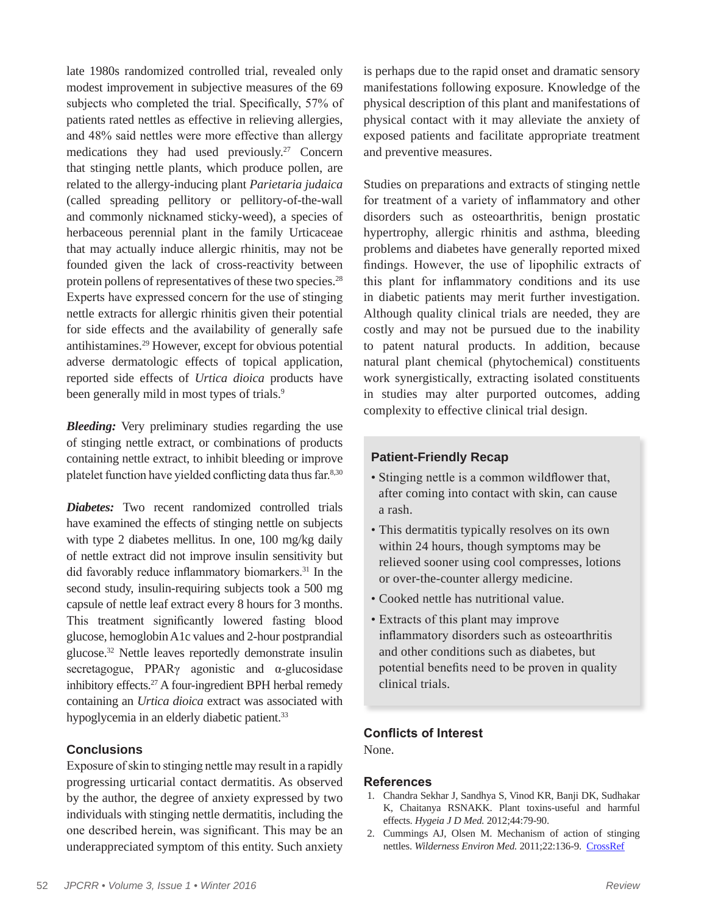late 1980s randomized controlled trial, revealed only modest improvement in subjective measures of the 69 subjects who completed the trial. Specifically, 57% of patients rated nettles as effective in relieving allergies, and 48% said nettles were more effective than allergy medications they had used previously.[27] Concern that stinging nettle plants, which produce pollen, are related to the allergy-inducing plant *Parietaria judaica* (called spreading pellitory or pellitory-of-the-wall and commonly nicknamed sticky-weed), a species of herbaceous perennial plant in the family Urticaceae that may actually induce allergic rhinitis, may not be founded given the lack of cross-reactivity between protein pollens of representatives of these two species.[28] Experts have expressed concern for the use of stinging nettle extracts for allergic rhinitis given their potential for side effects and the availability of generally safe antihistamines.[29] However, except for obvious potential adverse dermatologic effects of topical application, reported side effects of *Urtica dioica* products have been generally mild in most types of trials.[9]

***Bleeding:*** Very preliminary studies regarding the use of stinging nettle extract, or combinations of products containing nettle extract, to inhibit bleeding or improve platelet function have yielded conflicting data thus far.[8,30]

***Diabetes:*** Two recent randomized controlled trials have examined the effects of stinging nettle on subjects with type 2 diabetes mellitus. In one, 100 mg/kg daily of nettle extract did not improve insulin sensitivity but did favorably reduce inflammatory biomarkers.[31] In the second study, insulin-requiring subjects took a 500 mg capsule of nettle leaf extract every 8 hours for 3 months. This treatment significantly lowered fasting blood glucose, hemoglobin A1c values and 2-hour postprandial glucose.[32] Nettle leaves reportedly demonstrate insulin secretagogue, PPARγ agonistic and α-glucosidase inhibitory effects.[27] A four-ingredient BPH herbal remedy containing an *Urtica dioica* extract was associated with hypoglycemia in an elderly diabetic patient.[33]

## Conclusions

Exposure of skin to stinging nettle may result in a rapidly progressing urticarial contact dermatitis. As observed by the author, the degree of anxiety expressed by two individuals with stinging nettle dermatitis, including the one described herein, was significant. This may be an underappreciated symptom of this entity. Such anxiety is perhaps due to the rapid onset and dramatic sensory manifestations following exposure. Knowledge of the physical description of this plant and manifestations of physical contact with it may alleviate the anxiety of exposed patients and facilitate appropriate treatment and preventive measures.

Studies on preparations and extracts of stinging nettle for treatment of a variety of inflammatory and other disorders such as osteoarthritis, benign prostatic hypertrophy, allergic rhinitis and asthma, bleeding problems and diabetes have generally reported mixed findings. However, the use of lipophilic extracts of this plant for inflammatory conditions and its use in diabetic patients may merit further investigation. Although quality clinical trials are needed, they are costly and may not be pursued due to the inability to patent natural products. In addition, because natural plant chemical (phytochemical) constituents work synergistically, extracting isolated constituents in studies may alter purported outcomes, adding complexity to effective clinical trial design.

### Patient-Friendly Recap

- Stinging nettle is a common wildflower that, after coming into contact with skin, can cause a rash.
- This dermatitis typically resolves on its own within 24 hours, though symptoms may be relieved sooner using cool compresses, lotions or over-the-counter allergy medicine.
- Cooked nettle has nutritional value.
- Extracts of this plant may improve inflammatory disorders such as osteoarthritis and other conditions such as diabetes, but potential benefits need to be proven in quality clinical trials.

## Conflicts of Interest

None.

## References

1. Chandra Sekhar J, Sandhya S, Vinod KR, Banji DK, Sudhakar K, Chaitanya RSNAKK. Plant toxins-useful and harmful effects. *Hygeia J D Med.* 2012;44:79-90.
2. Cummings AJ, Olsen M. Mechanism of action of stinging nettles. *Wilderness Environ Med.* 2011;22:136-9. CrossRef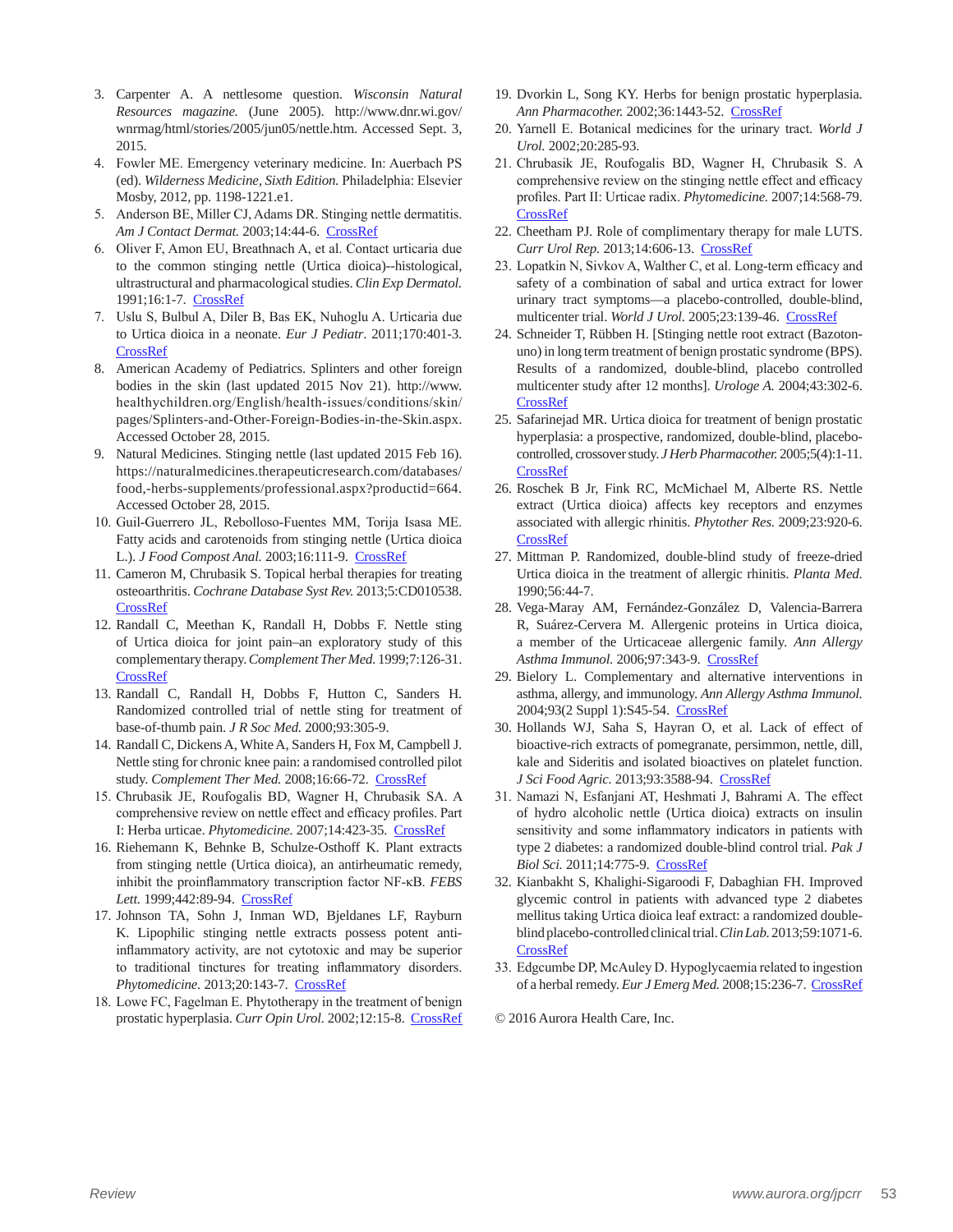3. Carpenter A. A nettlesome question. *Wisconsin Natural Resources magazine.* (June 2005). http://www.dnr.wi.gov/wnrmag/html/stories/2005/jun05/nettle.htm. Accessed Sept. 3, 2015.
4. Fowler ME. Emergency veterinary medicine. In: Auerbach PS (ed). *Wilderness Medicine, Sixth Edition.* Philadelphia: Elsevier Mosby, 2012, pp. 1198-1221.e1.
5. Anderson BE, Miller CJ, Adams DR. Stinging nettle dermatitis. *Am J Contact Dermat.* 2003;14:44-6. CrossRef
6. Oliver F, Amon EU, Breathnach A, et al. Contact urticaria due to the common stinging nettle (Urtica dioica)--histological, ultrastructural and pharmacological studies. *Clin Exp Dermatol.* 1991;16:1-7. CrossRef
7. Uslu S, Bulbul A, Diler B, Bas EK, Nuhoglu A. Urticaria due to Urtica dioica in a neonate. *Eur J Pediatr*. 2011;170:401-3. CrossRef
8. American Academy of Pediatrics. Splinters and other foreign bodies in the skin (last updated 2015 Nov 21). http://www.healthychildren.org/English/health-issues/conditions/skin/pages/Splinters-and-Other-Foreign-Bodies-in-the-Skin.aspx. Accessed October 28, 2015.
9. Natural Medicines. Stinging nettle (last updated 2015 Feb 16). https://naturalmedicines.therapeuticresearch.com/databases/food,-herbs-supplements/professional.aspx?productid=664. Accessed October 28, 2015.
10. Guil-Guerrero JL, Rebolloso-Fuentes MM, Torija Isasa ME. Fatty acids and carotenoids from stinging nettle (Urtica dioica L.). *J Food Compost Anal.* 2003;16:111-9. CrossRef
11. Cameron M, Chrubasik S. Topical herbal therapies for treating osteoarthritis. *Cochrane Database Syst Rev.* 2013;5:CD010538. CrossRef
12. Randall C, Meethan K, Randall H, Dobbs F. Nettle sting of Urtica dioica for joint pain–an exploratory study of this complementary therapy. *Complement Ther Med.* 1999;7:126-31. CrossRef
13. Randall C, Randall H, Dobbs F, Hutton C, Sanders H. Randomized controlled trial of nettle sting for treatment of base-of-thumb pain. *J R Soc Med.* 2000;93:305-9.
14. Randall C, Dickens A, White A, Sanders H, Fox M, Campbell J. Nettle sting for chronic knee pain: a randomised controlled pilot study. *Complement Ther Med.* 2008;16:66-72. CrossRef
15. Chrubasik JE, Roufogalis BD, Wagner H, Chrubasik SA. A comprehensive review on nettle effect and efficacy profiles. Part I: Herba urticae. *Phytomedicine.* 2007;14:423-35. CrossRef
16. Riehemann K, Behnke B, Schulze-Osthoff K. Plant extracts from stinging nettle (Urtica dioica), an antirheumatic remedy, inhibit the proinflammatory transcription factor NF-κB. *FEBS Lett.* 1999;442:89-94. CrossRef
17. Johnson TA, Sohn J, Inman WD, Bjeldanes LF, Rayburn K. Lipophilic stinging nettle extracts possess potent anti-inflammatory activity, are not cytotoxic and may be superior to traditional tinctures for treating inflammatory disorders. *Phytomedicine.* 2013;20:143-7. CrossRef
18. Lowe FC, Fagelman E. Phytotherapy in the treatment of benign prostatic hyperplasia. *Curr Opin Urol.* 2002;12:15-8. CrossRef
19. Dvorkin L, Song KY. Herbs for benign prostatic hyperplasia. *Ann Pharmacother.* 2002;36:1443-52. CrossRef
20. Yarnell E. Botanical medicines for the urinary tract. *World J Urol.* 2002;20:285-93.
21. Chrubasik JE, Roufogalis BD, Wagner H, Chrubasik S. A comprehensive review on the stinging nettle effect and efficacy profiles. Part II: Urticae radix. *Phytomedicine.* 2007;14:568-79. CrossRef
22. Cheetham PJ. Role of complimentary therapy for male LUTS. *Curr Urol Rep.* 2013;14:606-13. CrossRef
23. Lopatkin N, Sivkov A, Walther C, et al. Long-term efficacy and safety of a combination of sabal and urtica extract for lower urinary tract symptoms—a placebo-controlled, double-blind, multicenter trial. *World J Urol.* 2005;23:139-46. CrossRef
24. Schneider T, Rübben H. [Stinging nettle root extract (Bazoton-uno) in long term treatment of benign prostatic syndrome (BPS). Results of a randomized, double-blind, placebo controlled multicenter study after 12 months]. *Urologe A.* 2004;43:302-6. CrossRef
25. Safarinejad MR. Urtica dioica for treatment of benign prostatic hyperplasia: a prospective, randomized, double-blind, placebo-controlled, crossover study. *J Herb Pharmacother.* 2005;5(4):1-11. CrossRef
26. Roschek B Jr, Fink RC, McMichael M, Alberte RS. Nettle extract (Urtica dioica) affects key receptors and enzymes associated with allergic rhinitis. *Phytother Res.* 2009;23:920-6. CrossRef
27. Mittman P. Randomized, double-blind study of freeze-dried Urtica dioica in the treatment of allergic rhinitis. *Planta Med.* 1990;56:44-7.
28. Vega-Maray AM, Fernández-González D, Valencia-Barrera R, Suárez-Cervera M. Allergenic proteins in Urtica dioica, a member of the Urticaceae allergenic family. *Ann Allergy Asthma Immunol.* 2006;97:343-9. CrossRef
29. Bielory L. Complementary and alternative interventions in asthma, allergy, and immunology. *Ann Allergy Asthma Immunol.* 2004;93(2 Suppl 1):S45-54. CrossRef
30. Hollands WJ, Saha S, Hayran O, et al. Lack of effect of bioactive-rich extracts of pomegranate, persimmon, nettle, dill, kale and Sideritis and isolated bioactives on platelet function. *J Sci Food Agric.* 2013;93:3588-94. CrossRef
31. Namazi N, Esfanjani AT, Heshmati J, Bahrami A. The effect of hydro alcoholic nettle (Urtica dioica) extracts on insulin sensitivity and some inflammatory indicators in patients with type 2 diabetes: a randomized double-blind control trial. *Pak J Biol Sci.* 2011;14:775-9. CrossRef
32. Kianbakht S, Khalighi-Sigaroodi F, Dabaghian FH. Improved glycemic control in patients with advanced type 2 diabetes mellitus taking Urtica dioica leaf extract: a randomized double-blind placebo-controlled clinical trial. *Clin Lab.* 2013;59:1071-6. CrossRef
33. Edgcumbe DP, McAuley D. Hypoglycaemia related to ingestion of a herbal remedy. *Eur J Emerg Med.* 2008;15:236-7. CrossRef

© 2016 Aurora Health Care, Inc.